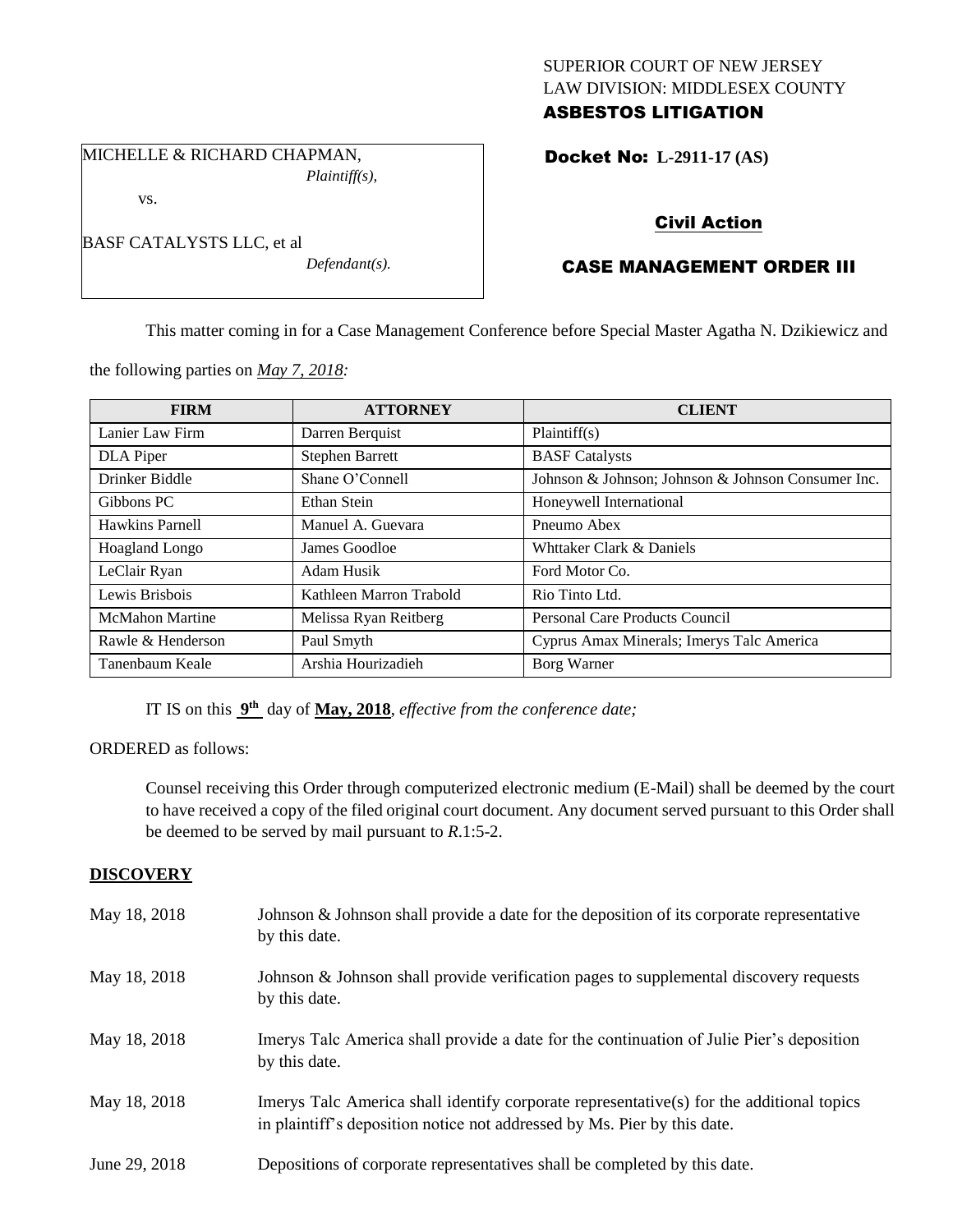SUPERIOR COURT OF NEW JERSEY
LAW DIVISION: MIDDLESEX COUNTY
**ASBESTOS LITIGATION**

MICHELLE & RICHARD CHAPMAN,
*Plaintiff(s),*

vs.

BASF CATALYSTS LLC, et al
*Defendant(s).*

**Docket No: L-2911-17 (AS)**

**Civil Action**

**CASE MANAGEMENT ORDER III**

This matter coming in for a Case Management Conference before Special Master Agatha N. Dzikiewicz and the following parties on *May 7, 2018:*

| FIRM | ATTORNEY | CLIENT |
|---|---|---|
| Lanier Law Firm | Darren Berquist | Plaintiff(s) |
| DLA Piper | Stephen Barrett | BASF Catalysts |
| Drinker Biddle | Shane O'Connell | Johnson & Johnson; Johnson & Johnson Consumer Inc. |
| Gibbons PC | Ethan Stein | Honeywell International |
| Hawkins Parnell | Manuel A. Guevara | Pneumo Abex |
| Hoagland Longo | James Goodloe | Whttaker Clark & Daniels |
| LeClair Ryan | Adam Husik | Ford Motor Co. |
| Lewis Brisbois | Kathleen Marron Trabold | Rio Tinto Ltd. |
| McMahon Martine | Melissa Ryan Reitberg | Personal Care Products Council |
| Rawle & Henderson | Paul Smyth | Cyprus Amax Minerals; Imerys Talc America |
| Tanenbaum Keale | Arshia Hourizadieh | Borg Warner |

IT IS on this **9th** day of **May, 2018**, *effective from the conference date;*

ORDERED as follows:

Counsel receiving this Order through computerized electronic medium (E-Mail) shall be deemed by the court to have received a copy of the filed original court document. Any document served pursuant to this Order shall be deemed to be served by mail pursuant to *R*.1:5-2.

## DISCOVERY

May 18, 2018 — Johnson & Johnson shall provide a date for the deposition of its corporate representative by this date.

May 18, 2018 — Johnson & Johnson shall provide verification pages to supplemental discovery requests by this date.

May 18, 2018 — Imerys Talc America shall provide a date for the continuation of Julie Pier's deposition by this date.

May 18, 2018 — Imerys Talc America shall identify corporate representative(s) for the additional topics in plaintiff's deposition notice not addressed by Ms. Pier by this date.

June 29, 2018 — Depositions of corporate representatives shall be completed by this date.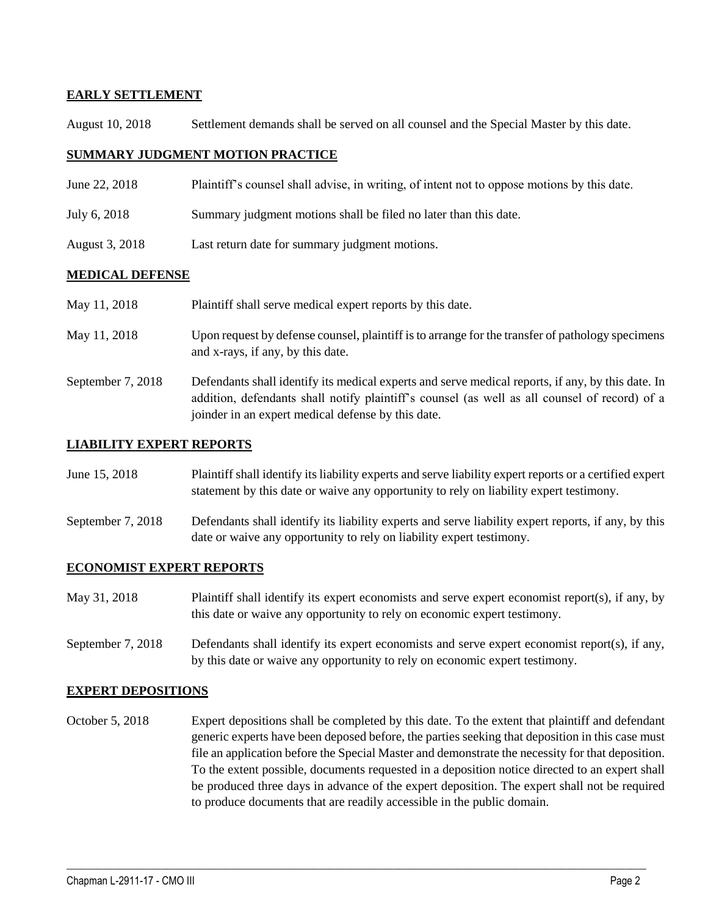## EARLY SETTLEMENT

| | |
|---|---|
| August 10, 2018 | Settlement demands shall be served on all counsel and the Special Master by this date. |

## SUMMARY JUDGMENT MOTION PRACTICE

| | |
|---|---|
| June 22, 2018 | Plaintiff's counsel shall advise, in writing, of intent not to oppose motions by this date. |
| July 6, 2018 | Summary judgment motions shall be filed no later than this date. |
| August 3, 2018 | Last return date for summary judgment motions. |

## MEDICAL DEFENSE

| | |
|---|---|
| May 11, 2018 | Plaintiff shall serve medical expert reports by this date. |
| May 11, 2018 | Upon request by defense counsel, plaintiff is to arrange for the transfer of pathology specimens and x-rays, if any, by this date. |
| September 7, 2018 | Defendants shall identify its medical experts and serve medical reports, if any, by this date. In addition, defendants shall notify plaintiff's counsel (as well as all counsel of record) of a joinder in an expert medical defense by this date. |

## LIABILITY EXPERT REPORTS

| | |
|---|---|
| June 15, 2018 | Plaintiff shall identify its liability experts and serve liability expert reports or a certified expert statement by this date or waive any opportunity to rely on liability expert testimony. |
| September 7, 2018 | Defendants shall identify its liability experts and serve liability expert reports, if any, by this date or waive any opportunity to rely on liability expert testimony. |

## ECONOMIST EXPERT REPORTS

| | |
|---|---|
| May 31, 2018 | Plaintiff shall identify its expert economists and serve expert economist report(s), if any, by this date or waive any opportunity to rely on economic expert testimony. |
| September 7, 2018 | Defendants shall identify its expert economists and serve expert economist report(s), if any, by this date or waive any opportunity to rely on economic expert testimony. |

## EXPERT DEPOSITIONS

| | |
|---|---|
| October 5, 2018 | Expert depositions shall be completed by this date. To the extent that plaintiff and defendant generic experts have been deposed before, the parties seeking that deposition in this case must file an application before the Special Master and demonstrate the necessity for that deposition. To the extent possible, documents requested in a deposition notice directed to an expert shall be produced three days in advance of the expert deposition. The expert shall not be required to produce documents that are readily accessible in the public domain. |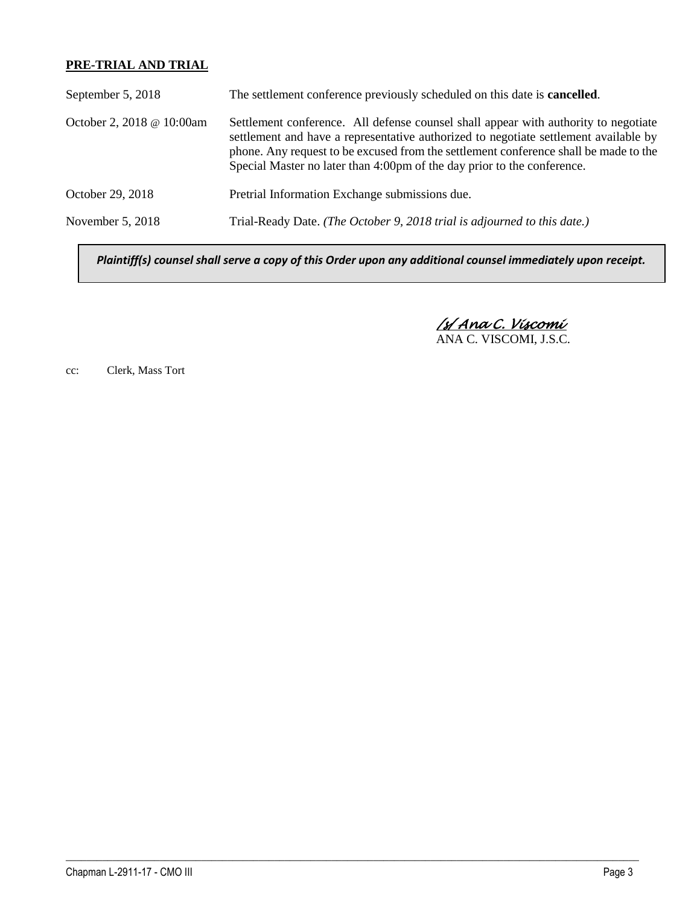**PRE-TRIAL AND TRIAL**

| | |
|---|---|
| September 5, 2018 | The settlement conference previously scheduled on this date is **cancelled**. |
| October 2, 2018 @ 10:00am | Settlement conference. All defense counsel shall appear with authority to negotiate settlement and have a representative authorized to negotiate settlement available by phone. Any request to be excused from the settlement conference shall be made to the Special Master no later than 4:00pm of the day prior to the conference. |
| October 29, 2018 | Pretrial Information Exchange submissions due. |
| November 5, 2018 | Trial-Ready Date. *(The October 9, 2018 trial is adjourned to this date.)* |

***Plaintiff(s) counsel shall serve a copy of this Order upon any additional counsel immediately upon receipt.***

*/s/ Ana C. Viscomi*
ANA C. VISCOMI, J.S.C.

cc: Clerk, Mass Tort